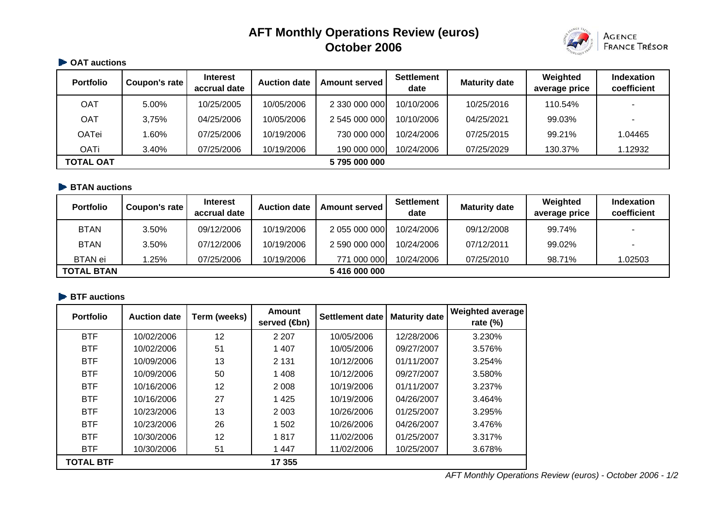# AFT Monthly Operations Review (euros)
# October 2006

AGENCE FRANCE TRÉSOR

## OAT auctions

| Portfolio | Coupon's rate | Interest accrual date | Auction date | Amount served | Settlement date | Maturity date | Weighted average price | Indexation coefficient |
|---|---|---|---|---|---|---|---|---|
| OAT | 5.00% | 10/25/2005 | 10/05/2006 | 2 330 000 000 | 10/10/2006 | 10/25/2016 | 110.54% | - |
| OAT | 3,75% | 04/25/2006 | 10/05/2006 | 2 545 000 000 | 10/10/2006 | 04/25/2021 | 99.03% | - |
| OATei | 1.60% | 07/25/2006 | 10/19/2006 | 730 000 000 | 10/24/2006 | 07/25/2015 | 99.21% | 1.04465 |
| OATi | 3.40% | 07/25/2006 | 10/19/2006 | 190 000 000 | 10/24/2006 | 07/25/2029 | 130.37% | 1.12932 |
| **TOTAL OAT** | | | | **5 795 000 000** | | | | |

## BTAN auctions

| Portfolio | Coupon's rate | Interest accrual date | Auction date | Amount served | Settlement date | Maturity date | Weighted average price | Indexation coefficient |
|---|---|---|---|---|---|---|---|---|
| BTAN | 3.50% | 09/12/2006 | 10/19/2006 | 2 055 000 000 | 10/24/2006 | 09/12/2008 | 99.74% | - |
| BTAN | 3.50% | 07/12/2006 | 10/19/2006 | 2 590 000 000 | 10/24/2006 | 07/12/2011 | 99.02% | - |
| BTAN ei | 1.25% | 07/25/2006 | 10/19/2006 | 771 000 000 | 10/24/2006 | 07/25/2010 | 98.71% | 1.02503 |
| **TOTAL BTAN** | | | | **5 416 000 000** | | | | |

## BTF auctions

| Portfolio | Auction date | Term (weeks) | Amount served (€bn) | Settlement date | Maturity date | Weighted average rate (%) |
|---|---|---|---|---|---|---|
| BTF | 10/02/2006 | 12 | 2 207 | 10/05/2006 | 12/28/2006 | 3.230% |
| BTF | 10/02/2006 | 51 | 1 407 | 10/05/2006 | 09/27/2007 | 3.576% |
| BTF | 10/09/2006 | 13 | 2 131 | 10/12/2006 | 01/11/2007 | 3.254% |
| BTF | 10/09/2006 | 50 | 1 408 | 10/12/2006 | 09/27/2007 | 3.580% |
| BTF | 10/16/2006 | 12 | 2 008 | 10/19/2006 | 01/11/2007 | 3.237% |
| BTF | 10/16/2006 | 27 | 1 425 | 10/19/2006 | 04/26/2007 | 3.464% |
| BTF | 10/23/2006 | 13 | 2 003 | 10/26/2006 | 01/25/2007 | 3.295% |
| BTF | 10/23/2006 | 26 | 1 502 | 10/26/2006 | 04/26/2007 | 3.476% |
| BTF | 10/30/2006 | 12 | 1 817 | 11/02/2006 | 01/25/2007 | 3.317% |
| BTF | 10/30/2006 | 51 | 1 447 | 11/02/2006 | 10/25/2007 | 3.678% |
| **TOTAL BTF** | | | **17 355** | | | |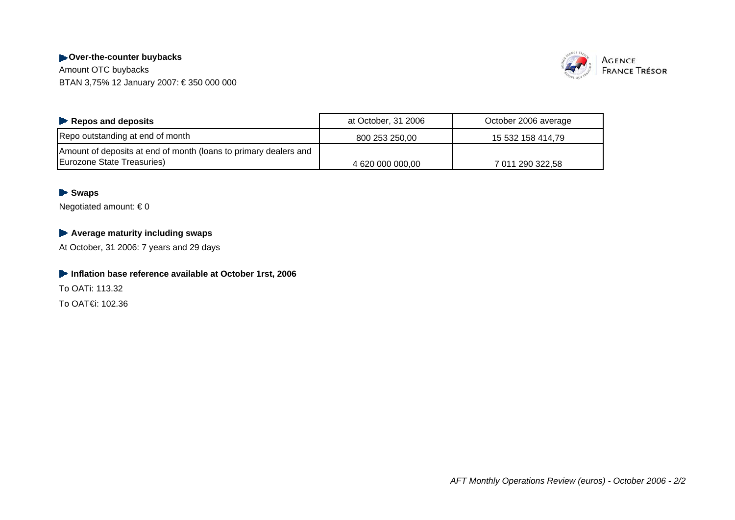## Over-the-counter buybacks

Amount OTC buybacks

BTAN 3,75% 12 January 2007: € 350 000 000

| Repos and deposits | at October, 31 2006 | October 2006 average |
|---|---|---|
| Repo outstanding at end of month | 800 253 250,00 | 15 532 158 414,79 |
| Amount of deposits at end of month (loans to primary dealers and Eurozone State Treasuries) | 4 620 000 000,00 | 7 011 290 322,58 |

## Swaps

Negotiated amount: € 0

## Average maturity including swaps

At October, 31 2006: 7 years and 29 days

## Inflation base reference available at October 1rst, 2006

To OATi: 113.32

To OAT€i: 102.36